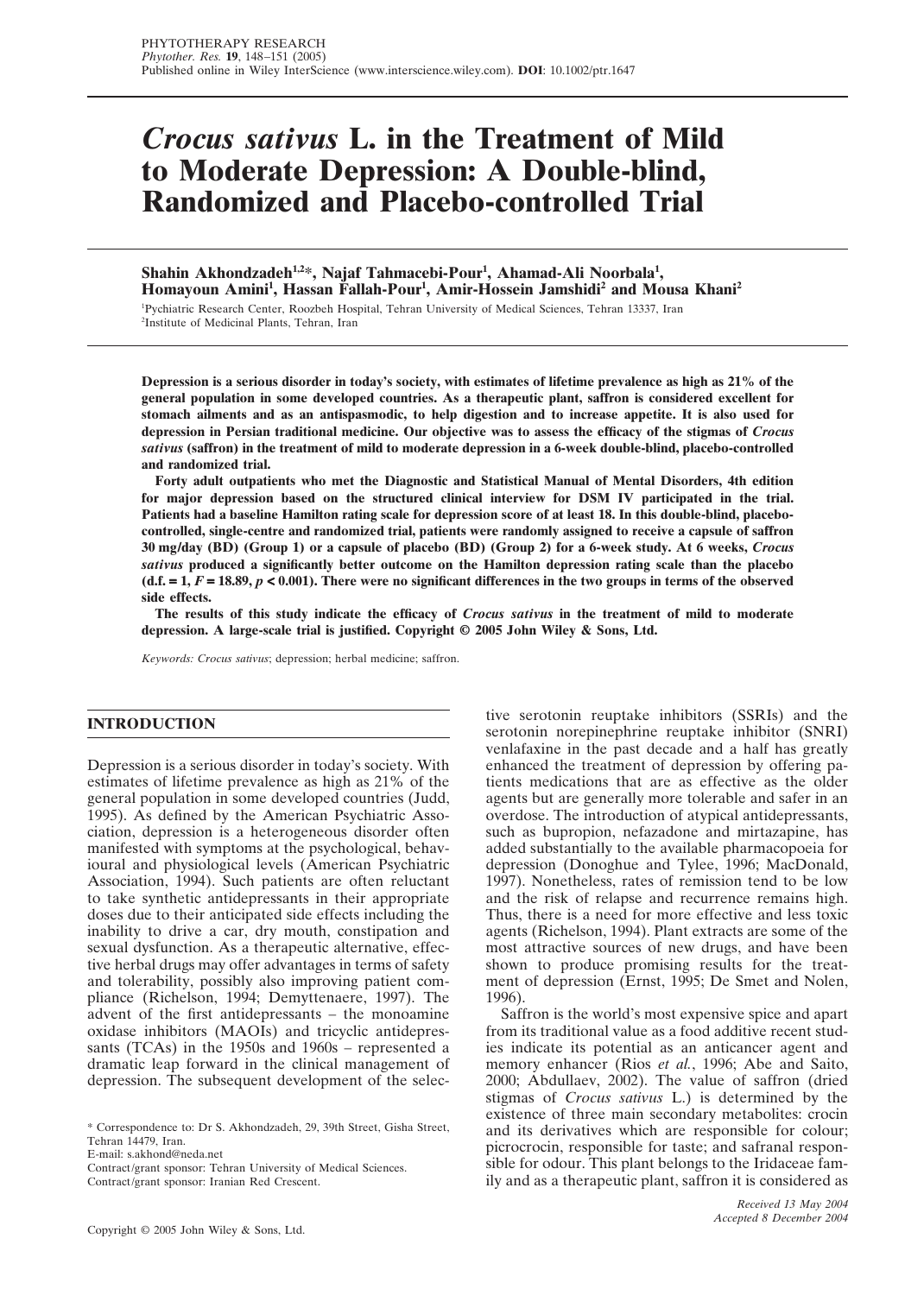# *Crocus sativus* L. in the Treatment of Mild to Moderate Depression: A Double-blind, Randomized and Placebo-controlled Trial

**Shahin Akhondzadeh[1,2]*, Najaf Tahmacebi-Pour[1], Ahamad-Ali Noorbala[1], Homayoun Amini[1], Hassan Fallah-Pour[1], Amir-Hossein Jamshidi[2] and Mousa Khani[2]**

[1]Pychiatric Research Center, Roozbeh Hospital, Tehran University of Medical Sciences, Tehran 13337, Iran
[2]Institute of Medicinal Plants, Tehran, Iran

**Depression is a serious disorder in today's society, with estimates of lifetime prevalence as high as 21% of the general population in some developed countries. As a therapeutic plant, saffron is considered excellent for stomach ailments and as an antispasmodic, to help digestion and to increase appetite. It is also used for depression in Persian traditional medicine. Our objective was to assess the efficacy of the stigmas of *Crocus sativus* (saffron) in the treatment of mild to moderate depression in a 6-week double-blind, placebo-controlled and randomized trial.**

**Forty adult outpatients who met the Diagnostic and Statistical Manual of Mental Disorders, 4th edition for major depression based on the structured clinical interview for DSM IV participated in the trial. Patients had a baseline Hamilton rating scale for depression score of at least 18. In this double-blind, placebo-controlled, single-centre and randomized trial, patients were randomly assigned to receive a capsule of saffron 30 mg/day (BD) (Group 1) or a capsule of placebo (BD) (Group 2) for a 6-week study. At 6 weeks, *Crocus sativus* produced a significantly better outcome on the Hamilton depression rating scale than the placebo (d.f. = 1, $F = 18.89$, $p < 0.001$). There were no significant differences in the two groups in terms of the observed side effects.**

**The results of this study indicate the efficacy of *Crocus sativus* in the treatment of mild to moderate depression. A large-scale trial is justified. Copyright © 2005 John Wiley & Sons, Ltd.**

*Keywords: Crocus sativus*; depression; herbal medicine; saffron.

## INTRODUCTION

Depression is a serious disorder in today's society. With estimates of lifetime prevalence as high as 21% of the general population in some developed countries (Judd, 1995). As defined by the American Psychiatric Association, depression is a heterogeneous disorder often manifested with symptoms at the psychological, behavioural and physiological levels (American Psychiatric Association, 1994). Such patients are often reluctant to take synthetic antidepressants in their appropriate doses due to their anticipated side effects including the inability to drive a car, dry mouth, constipation and sexual dysfunction. As a therapeutic alternative, effective herbal drugs may offer advantages in terms of safety and tolerability, possibly also improving patient compliance (Richelson, 1994; Demyttenaere, 1997). The advent of the first antidepressants – the monoamine oxidase inhibitors (MAOIs) and tricyclic antidepressants (TCAs) in the 1950s and 1960s – represented a dramatic leap forward in the clinical management of depression. The subsequent development of the selective serotonin reuptake inhibitors (SSRIs) and the serotonin norepinephrine reuptake inhibitor (SNRI) venlafaxine in the past decade and a half has greatly enhanced the treatment of depression by offering patients medications that are as effective as the older agents but are generally more tolerable and safer in an overdose. The introduction of atypical antidepressants, such as bupropion, nefazadone and mirtazapine, has added substantially to the available pharmacopoeia for depression (Donoghue and Tylee, 1996; MacDonald, 1997). Nonetheless, rates of remission tend to be low and the risk of relapse and recurrence remains high. Thus, there is a need for more effective and less toxic agents (Richelson, 1994). Plant extracts are some of the most attractive sources of new drugs, and have been shown to produce promising results for the treatment of depression (Ernst, 1995; De Smet and Nolen, 1996).

Saffron is the world's most expensive spice and apart from its traditional value as a food additive recent studies indicate its potential as an anticancer agent and memory enhancer (Rios *et al.*, 1996; Abe and Saito, 2000; Abdullaev, 2002). The value of saffron (dried stigmas of *Crocus sativus* L.) is determined by the existence of three main secondary metabolites: crocin and its derivatives which are responsible for colour; picrocrocin, responsible for taste; and safranal responsible for odour. This plant belongs to the Iridaceae family and as a therapeutic plant, saffron it is considered as

\* Correspondence to: Dr S. Akhondzadeh, 29, 39th Street, Gisha Street, Tehran 14479, Iran.
E-mail: s.akhond@neda.net
Contract/grant sponsor: Tehran University of Medical Sciences.
Contract/grant sponsor: Iranian Red Crescent.

*Received 13 May 2004*
*Accepted 8 December 2004*

Copyright © 2005 John Wiley & Sons, Ltd.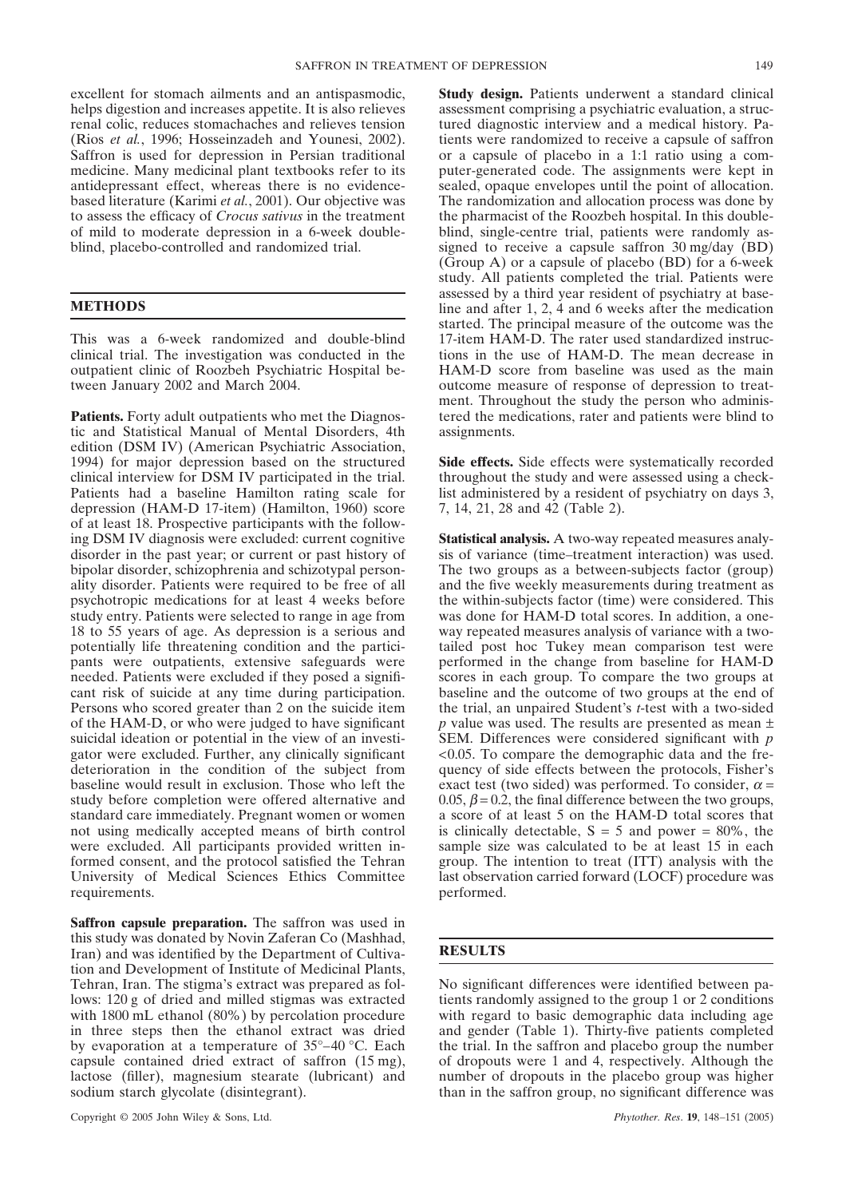excellent for stomach ailments and an antispasmodic, helps digestion and increases appetite. It is also relieves renal colic, reduces stomachaches and relieves tension (Rios *et al.*, 1996; Hosseinzadeh and Younesi, 2002). Saffron is used for depression in Persian traditional medicine. Many medicinal plant textbooks refer to its antidepressant effect, whereas there is no evidence-based literature (Karimi *et al.*, 2001). Our objective was to assess the efficacy of *Crocus sativus* in the treatment of mild to moderate depression in a 6-week double-blind, placebo-controlled and randomized trial.

## METHODS

This was a 6-week randomized and double-blind clinical trial. The investigation was conducted in the outpatient clinic of Roozbeh Psychiatric Hospital between January 2002 and March 2004.

**Patients.** Forty adult outpatients who met the Diagnostic and Statistical Manual of Mental Disorders, 4th edition (DSM IV) (American Psychiatric Association, 1994) for major depression based on the structured clinical interview for DSM IV participated in the trial. Patients had a baseline Hamilton rating scale for depression (HAM-D 17-item) (Hamilton, 1960) score of at least 18. Prospective participants with the following DSM IV diagnosis were excluded: current cognitive disorder in the past year; or current or past history of bipolar disorder, schizophrenia and schizotypal personality disorder. Patients were required to be free of all psychotropic medications for at least 4 weeks before study entry. Patients were selected to range in age from 18 to 55 years of age. As depression is a serious and potentially life threatening condition and the participants were outpatients, extensive safeguards were needed. Patients were excluded if they posed a significant risk of suicide at any time during participation. Persons who scored greater than 2 on the suicide item of the HAM-D, or who were judged to have significant suicidal ideation or potential in the view of an investigator were excluded. Further, any clinically significant deterioration in the condition of the subject from baseline would result in exclusion. Those who left the study before completion were offered alternative and standard care immediately. Pregnant women or women not using medically accepted means of birth control were excluded. All participants provided written informed consent, and the protocol satisfied the Tehran University of Medical Sciences Ethics Committee requirements.

**Saffron capsule preparation.** The saffron was used in this study was donated by Novin Zaferan Co (Mashhad, Iran) and was identified by the Department of Cultivation and Development of Institute of Medicinal Plants, Tehran, Iran. The stigma's extract was prepared as follows: 120 g of dried and milled stigmas was extracted with 1800 mL ethanol (80%) by percolation procedure in three steps then the ethanol extract was dried by evaporation at a temperature of 35°–40 °C. Each capsule contained dried extract of saffron (15 mg), lactose (filler), magnesium stearate (lubricant) and sodium starch glycolate (disintegrant).

**Study design.** Patients underwent a standard clinical assessment comprising a psychiatric evaluation, a structured diagnostic interview and a medical history. Patients were randomized to receive a capsule of saffron or a capsule of placebo in a 1:1 ratio using a computer-generated code. The assignments were kept in sealed, opaque envelopes until the point of allocation. The randomization and allocation process was done by the pharmacist of the Roozbeh hospital. In this double-blind, single-centre trial, patients were randomly assigned to receive a capsule saffron 30 mg/day (BD) (Group A) or a capsule of placebo (BD) for a 6-week study. All patients completed the trial. Patients were assessed by a third year resident of psychiatry at baseline and after 1, 2, 4 and 6 weeks after the medication started. The principal measure of the outcome was the 17-item HAM-D. The rater used standardized instructions in the use of HAM-D. The mean decrease in HAM-D score from baseline was used as the main outcome measure of response of depression to treatment. Throughout the study the person who administered the medications, rater and patients were blind to assignments.

**Side effects.** Side effects were systematically recorded throughout the study and were assessed using a checklist administered by a resident of psychiatry on days 3, 7, 14, 21, 28 and 42 (Table 2).

**Statistical analysis.** A two-way repeated measures analysis of variance (time–treatment interaction) was used. The two groups as a between-subjects factor (group) and the five weekly measurements during treatment as the within-subjects factor (time) were considered. This was done for HAM-D total scores. In addition, a one-way repeated measures analysis of variance with a two-tailed post hoc Tukey mean comparison test were performed in the change from baseline for HAM-D scores in each group. To compare the two groups at baseline and the outcome of two groups at the end of the trial, an unpaired Student's *t*-test with a two-sided $p$ value was used. The results are presented as mean ± SEM. Differences were considered significant with $p$ <0.05. To compare the demographic data and the frequency of side effects between the protocols, Fisher's exact test (two sided) was performed. To consider, $\alpha = 0.05$, $\beta = 0.2$, the final difference between the two groups, a score of at least 5 on the HAM-D total scores that is clinically detectable, S = 5 and power = 80%, the sample size was calculated to be at least 15 in each group. The intention to treat (ITT) analysis with the last observation carried forward (LOCF) procedure was performed.

## RESULTS

No significant differences were identified between patients randomly assigned to the group 1 or 2 conditions with regard to basic demographic data including age and gender (Table 1). Thirty-five patients completed the trial. In the saffron and placebo group the number of dropouts were 1 and 4, respectively. Although the number of dropouts in the placebo group was higher than in the saffron group, no significant difference was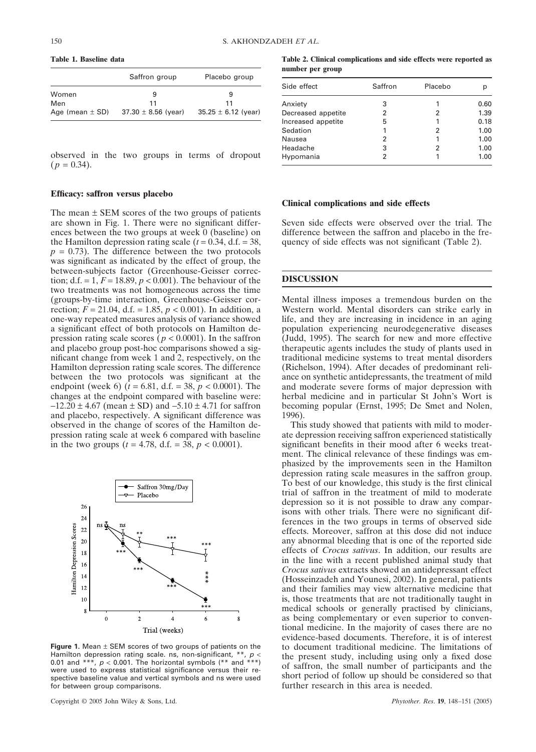**Table 1. Baseline data**

| | Saffron group | Placebo group |
|---|---|---|
| Women | 9 | 9 |
| Men | 11 | 11 |
| Age (mean ± SD) | 37.30 ± 8.56 (year) | 35.25 ± 6.12 (year) |

observed in the two groups in terms of dropout ($p = 0.34$).

### Efficacy: saffron versus placebo

The mean ± SEM scores of the two groups of patients are shown in Fig. 1. There were no significant differences between the two groups at week 0 (baseline) on the Hamilton depression rating scale ($t = 0.34$, d.f. = 38, $p = 0.73$). The difference between the two protocols was significant as indicated by the effect of group, the between-subjects factor (Greenhouse-Geisser correction; d.f. = 1, $F = 18.89$, $p < 0.001$). The behaviour of the two treatments was not homogeneous across the time (groups-by-time interaction, Greenhouse-Geisser correction; $F = 21.04$, d.f. = 1.85, $p < 0.001$). In addition, a one-way repeated measures analysis of variance showed a significant effect of both protocols on Hamilton depression rating scale scores ($p < 0.0001$). In the saffron and placebo group post-hoc comparisons showed a significant change from week 1 and 2, respectively, on the Hamilton depression rating scale scores. The difference between the two protocols was significant at the endpoint (week 6) ($t = 6.81$, d.f. = 38, $p < 0.0001$). The changes at the endpoint compared with baseline were: $-12.20 \pm 4.67$ (mean ± SD) and $-5.10 \pm 4.71$ for saffron and placebo, respectively. A significant difference was observed in the change of scores of the Hamilton depression rating scale at week 6 compared with baseline in the two groups ($t = 4.78$, d.f. = 38, $p < 0.0001$).

**Figure 1.** Mean ± SEM scores of two groups of patients on the Hamilton depression rating scale. ns, non-significant, **, $p < 0.01$ and ***, $p < 0.001$. The horizontal symbols (** and ***) were used to express statistical significance versus their respective baseline value and vertical symbols and ns were used for between group comparisons.

**Table 2. Clinical complications and side effects were reported as number per group**

| Side effect | Saffron | Placebo | p |
|---|---|---|---|
| Anxiety | 3 | 1 | 0.60 |
| Decreased appetite | 2 | 2 | 1.39 |
| Increased appetite | 5 | 1 | 0.18 |
| Sedation | 1 | 2 | 1.00 |
| Nausea | 2 | 1 | 1.00 |
| Headache | 3 | 2 | 1.00 |
| Hypomania | 2 | 1 | 1.00 |

### Clinical complications and side effects

Seven side effects were observed over the trial. The difference between the saffron and placebo in the frequency of side effects was not significant (Table 2).

## DISCUSSION

Mental illness imposes a tremendous burden on the Western world. Mental disorders can strike early in life, and they are increasing in incidence in an aging population experiencing neurodegenerative diseases (Judd, 1995). The search for new and more effective therapeutic agents includes the study of plants used in traditional medicine systems to treat mental disorders (Richelson, 1994). After decades of predominant reliance on synthetic antidepressants, the treatment of mild and moderate severe forms of major depression with herbal medicine and in particular St John's Wort is becoming popular (Ernst, 1995; De Smet and Nolen, 1996).

This study showed that patients with mild to moderate depression receiving saffron experienced statistically significant benefits in their mood after 6 weeks treatment. The clinical relevance of these findings was emphasized by the improvements seen in the Hamilton depression rating scale measures in the saffron group. To best of our knowledge, this study is the first clinical trial of saffron in the treatment of mild to moderate depression so it is not possible to draw any comparisons with other trials. There were no significant differences in the two groups in terms of observed side effects. Moreover, saffron at this dose did not induce any abnormal bleeding that is one of the reported side effects of *Crocus sativus*. In addition, our results are in the line with a recent published animal study that *Crocus sativus* extracts showed an antidepressant effect (Hosseinzadeh and Younesi, 2002). In general, patients and their families may view alternative medicine that is, those treatments that are not traditionally taught in medical schools or generally practised by clinicians, as being complementary or even superior to conventional medicine. In the majority of cases there are no evidence-based documents. Therefore, it is of interest to document traditional medicine. The limitations of the present study, including using only a fixed dose of saffron, the small number of participants and the short period of follow up should be considered so that further research in this area is needed.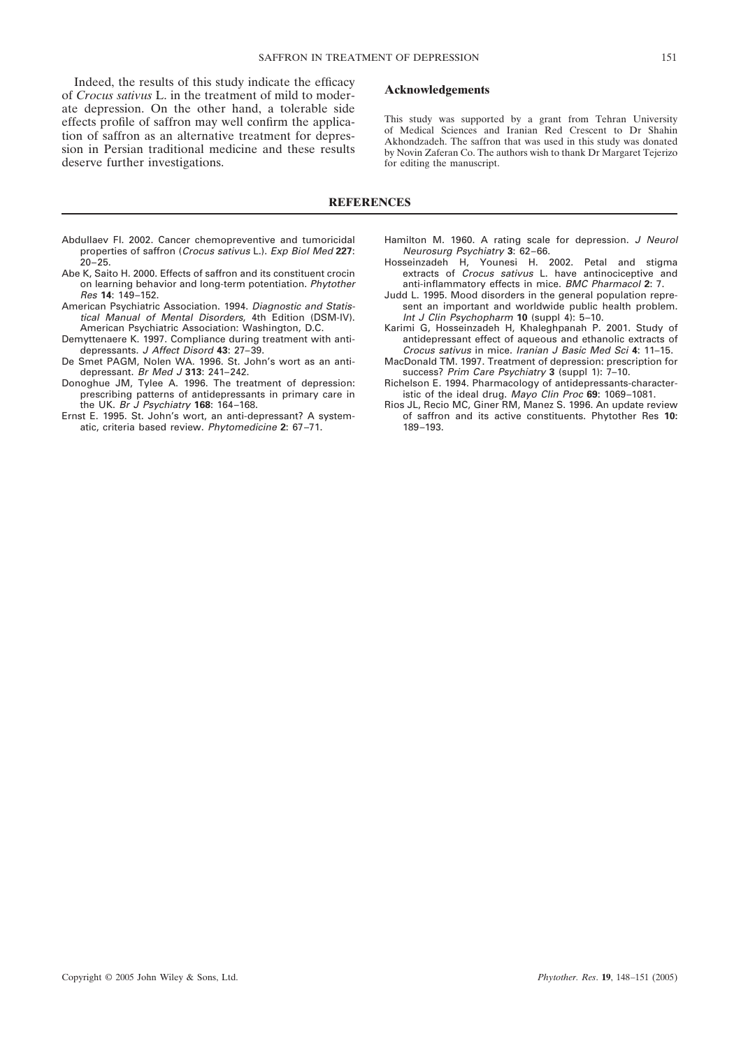Indeed, the results of this study indicate the efficacy of *Crocus sativus* L. in the treatment of mild to moderate depression. On the other hand, a tolerable side effects profile of saffron may well confirm the application of saffron as an alternative treatment for depression in Persian traditional medicine and these results deserve further investigations.

## Acknowledgements

This study was supported by a grant from Tehran University of Medical Sciences and Iranian Red Crescent to Dr Shahin Akhondzadeh. The saffron that was used in this study was donated by Novin Zaferan Co. The authors wish to thank Dr Margaret Tejerizo for editing the manuscript.

## REFERENCES

Abdullaev FI. 2002. Cancer chemopreventive and tumoricidal properties of saffron (*Crocus sativus* L.). *Exp Biol Med* **227**: 20–25.

Abe K, Saito H. 2000. Effects of saffron and its constituent crocin on learning behavior and long-term potentiation. *Phytother Res* **14**: 149–152.

American Psychiatric Association. 1994. *Diagnostic and Statistical Manual of Mental Disorders*, 4th Edition (DSM-IV). American Psychiatric Association: Washington, D.C.

Demyttenaere K. 1997. Compliance during treatment with antidepressants. *J Affect Disord* **43**: 27–39.

De Smet PAGM, Nolen WA. 1996. St. John's wort as an antidepressant. *Br Med J* **313**: 241–242.

Donoghue JM, Tylee A. 1996. The treatment of depression: prescribing patterns of antidepressants in primary care in the UK. *Br J Psychiatry* **168**: 164–168.

Ernst E. 1995. St. John's wort, an anti-depressant? A systematic, criteria based review. *Phytomedicine* **2**: 67–71.

Hamilton M. 1960. A rating scale for depression. *J Neurol Neurosurg Psychiatry* **3**: 62–66.

Hosseinzadeh H, Younesi H. 2002. Petal and stigma extracts of *Crocus sativus* L. have antinociceptive and anti-inflammatory effects in mice. *BMC Pharmacol* **2**: 7.

Judd L. 1995. Mood disorders in the general population represent an important and worldwide public health problem. *Int J Clin Psychopharm* **10** (suppl 4): 5–10.

Karimi G, Hosseinzadeh H, Khaleghpanah P. 2001. Study of antidepressant effect of aqueous and ethanolic extracts of *Crocus sativus* in mice. *Iranian J Basic Med Sci* **4**: 11–15.

MacDonald TM. 1997. Treatment of depression: prescription for success? *Prim Care Psychiatry* **3** (suppl 1): 7–10.

Richelson E. 1994. Pharmacology of antidepressants-characteristic of the ideal drug. *Mayo Clin Proc* **69**: 1069–1081.

Rios JL, Recio MC, Giner RM, Manez S. 1996. An update review of saffron and its active constituents. Phytother Res **10:** 189–193.